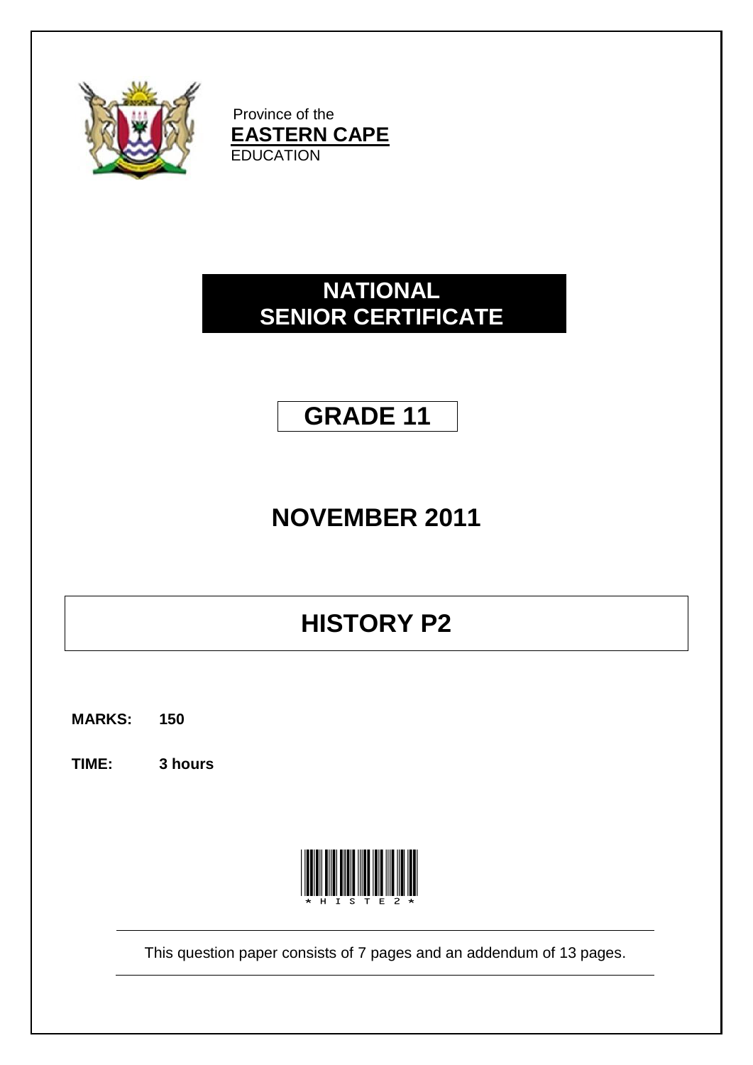Province of the
**EASTERN CAPE**
EDUCATION

# NATIONAL SENIOR CERTIFICATE

# GRADE 11

## NOVEMBER 2011

# HISTORY P2

**MARKS: 150**

**TIME: 3 hours**

*HISTE2*

This question paper consists of 7 pages and an addendum of 13 pages.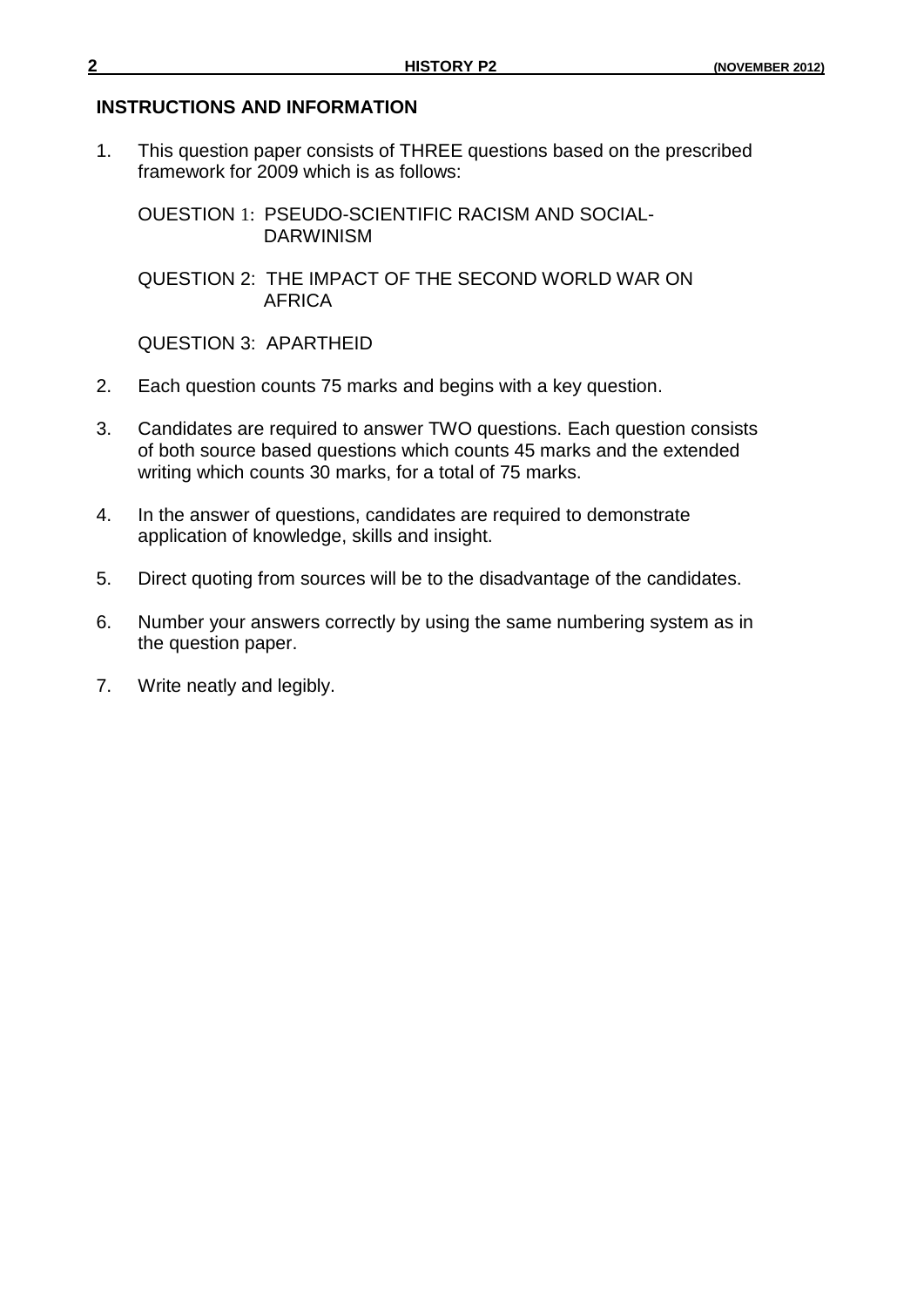## INSTRUCTIONS AND INFORMATION

1. This question paper consists of THREE questions based on the prescribed framework for 2009 which is as follows:

   OUESTION 1: PSEUDO-SCIENTIFIC RACISM AND SOCIAL-DARWINISM

   QUESTION 2: THE IMPACT OF THE SECOND WORLD WAR ON AFRICA

   QUESTION 3: APARTHEID

2. Each question counts 75 marks and begins with a key question.

3. Candidates are required to answer TWO questions. Each question consists of both source based questions which counts 45 marks and the extended writing which counts 30 marks, for a total of 75 marks.

4. In the answer of questions, candidates are required to demonstrate application of knowledge, skills and insight.

5. Direct quoting from sources will be to the disadvantage of the candidates.

6. Number your answers correctly by using the same numbering system as in the question paper.

7. Write neatly and legibly.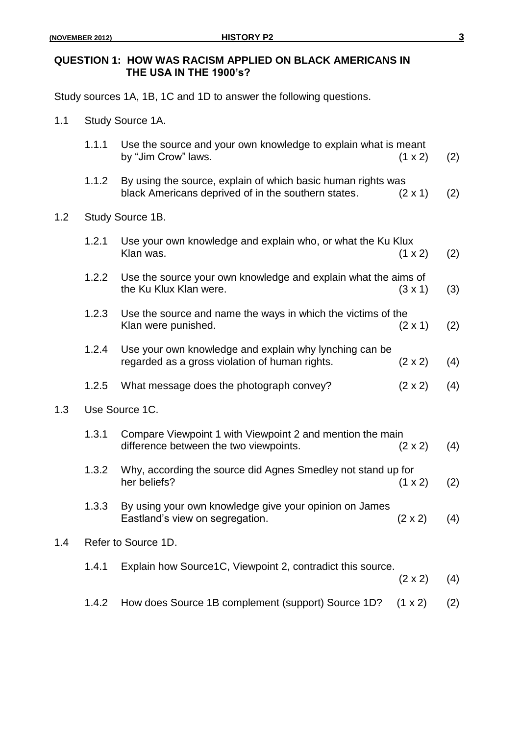## QUESTION 1: HOW WAS RACISM APPLIED ON BLACK AMERICANS IN THE USA IN THE 1900's?

Study sources 1A, 1B, 1C and 1D to answer the following questions.

1.1 Study Source 1A.

1.1.1 Use the source and your own knowledge to explain what is meant by "Jim Crow" laws. (1 x 2) (2)

1.1.2 By using the source, explain of which basic human rights was black Americans deprived of in the southern states. (2 x 1) (2)

1.2 Study Source 1B.

1.2.1 Use your own knowledge and explain who, or what the Ku Klux Klan was. (1 x 2) (2)

1.2.2 Use the source your own knowledge and explain what the aims of the Ku Klux Klan were. (3 x 1) (3)

1.2.3 Use the source and name the ways in which the victims of the Klan were punished. (2 x 1) (2)

1.2.4 Use your own knowledge and explain why lynching can be regarded as a gross violation of human rights. (2 x 2) (4)

1.2.5 What message does the photograph convey? (2 x 2) (4)

1.3 Use Source 1C.

1.3.1 Compare Viewpoint 1 with Viewpoint 2 and mention the main difference between the two viewpoints. (2 x 2) (4)

1.3.2 Why, according the source did Agnes Smedley not stand up for her beliefs? (1 x 2) (2)

1.3.3 By using your own knowledge give your opinion on James Eastland's view on segregation. (2 x 2) (4)

1.4 Refer to Source 1D.

1.4.1 Explain how Source1C, Viewpoint 2, contradict this source. (2 x 2) (4)

1.4.2 How does Source 1B complement (support) Source 1D? (1 x 2) (2)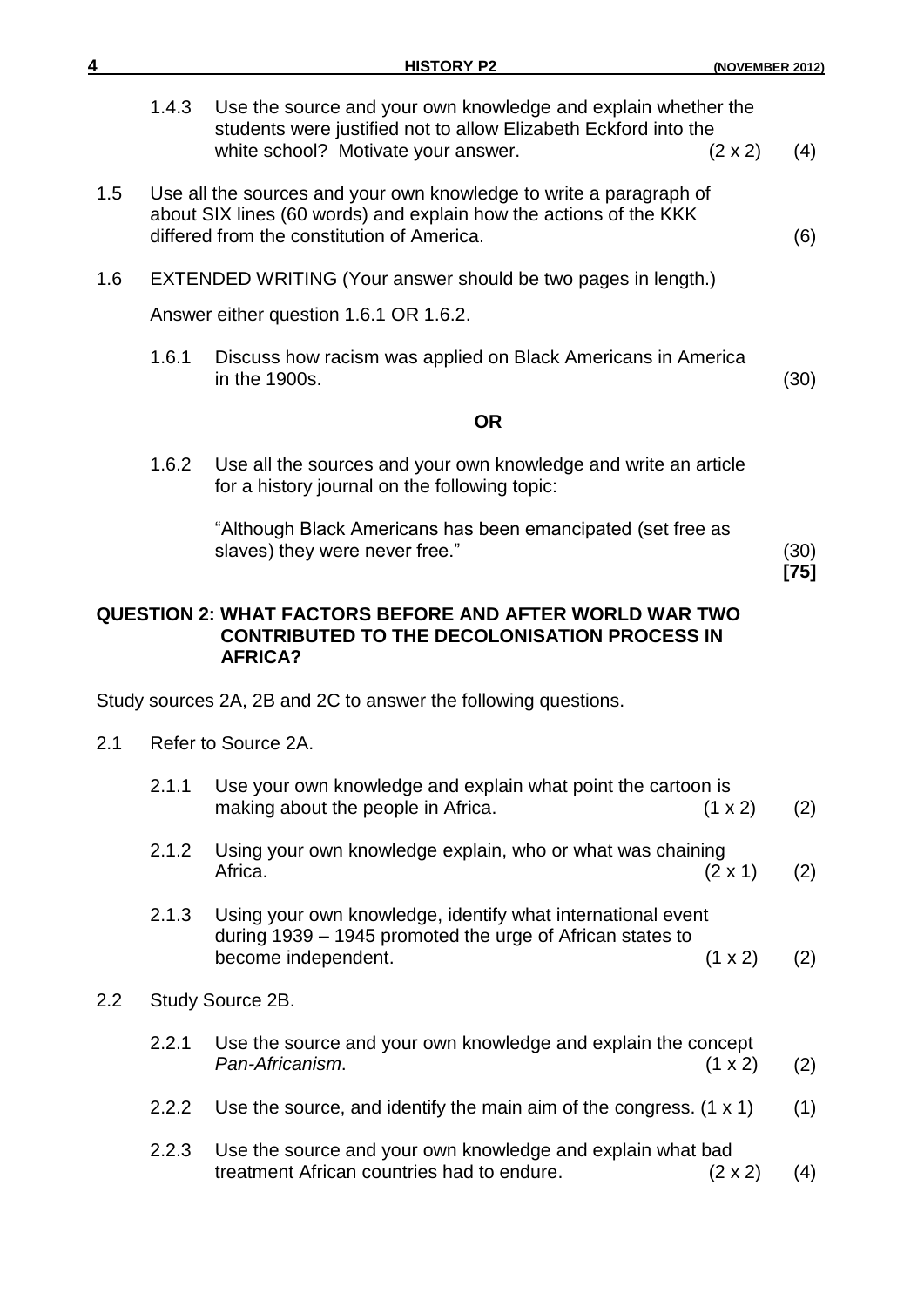1.4.3 Use the source and your own knowledge and explain whether the students were justified not to allow Elizabeth Eckford into the white school? Motivate your answer. (2 x 2) (4)

1.5 Use all the sources and your own knowledge to write a paragraph of about SIX lines (60 words) and explain how the actions of the KKK differed from the constitution of America. (6)

1.6 EXTENDED WRITING (Your answer should be two pages in length.)

Answer either question 1.6.1 OR 1.6.2.

1.6.1 Discuss how racism was applied on Black Americans in America in the 1900s. (30)

**OR**

1.6.2 Use all the sources and your own knowledge and write an article for a history journal on the following topic:

"Although Black Americans has been emancipated (set free as slaves) they were never free." (30)

**[75]**

**QUESTION 2: WHAT FACTORS BEFORE AND AFTER WORLD WAR TWO CONTRIBUTED TO THE DECOLONISATION PROCESS IN AFRICA?**

Study sources 2A, 2B and 2C to answer the following questions.

2.1 Refer to Source 2A.

2.1.1 Use your own knowledge and explain what point the cartoon is making about the people in Africa. (1 x 2) (2)

2.1.2 Using your own knowledge explain, who or what was chaining Africa. (2 x 1) (2)

2.1.3 Using your own knowledge, identify what international event during 1939 – 1945 promoted the urge of African states to become independent. (1 x 2) (2)

2.2 Study Source 2B.

2.2.1 Use the source and your own knowledge and explain the concept *Pan-Africanism*. (1 x 2) (2)

2.2.2 Use the source, and identify the main aim of the congress. (1 x 1) (1)

2.2.3 Use the source and your own knowledge and explain what bad treatment African countries had to endure. (2 x 2) (4)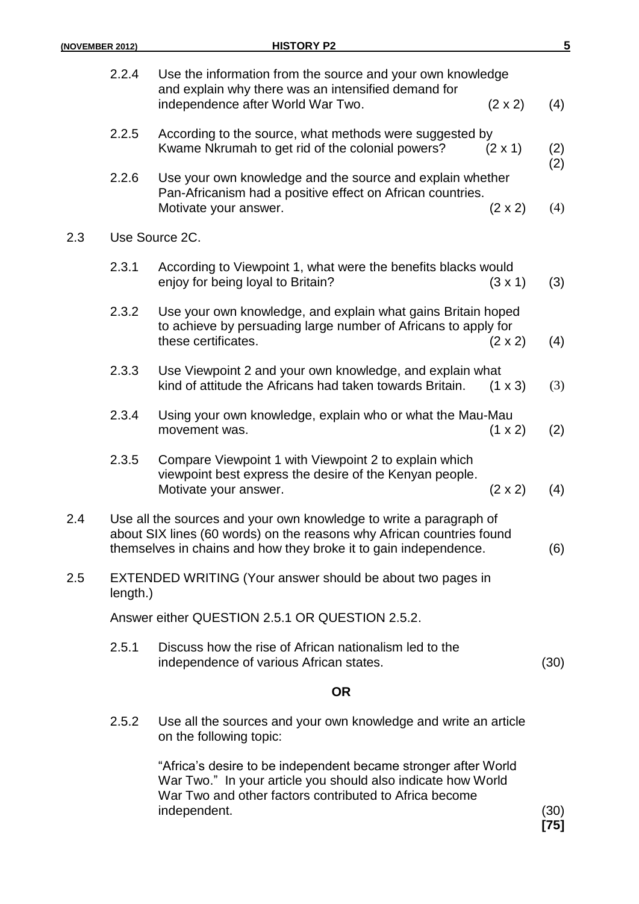2.2.4 Use the information from the source and your own knowledge and explain why there was an intensified demand for independence after World War Two. (2 x 2) (4)

2.2.5 According to the source, what methods were suggested by Kwame Nkrumah to get rid of the colonial powers? (2 x 1) (2) (2)

2.2.6 Use your own knowledge and the source and explain whether Pan-Africanism had a positive effect on African countries. Motivate your answer. (2 x 2) (4)

2.3 Use Source 2C.

2.3.1 According to Viewpoint 1, what were the benefits blacks would enjoy for being loyal to Britain? (3 x 1) (3)

2.3.2 Use your own knowledge, and explain what gains Britain hoped to achieve by persuading large number of Africans to apply for these certificates. (2 x 2) (4)

2.3.3 Use Viewpoint 2 and your own knowledge, and explain what kind of attitude the Africans had taken towards Britain. (1 x 3) (3)

2.3.4 Using your own knowledge, explain who or what the Mau-Mau movement was. (1 x 2) (2)

2.3.5 Compare Viewpoint 1 with Viewpoint 2 to explain which viewpoint best express the desire of the Kenyan people. Motivate your answer. (2 x 2) (4)

2.4 Use all the sources and your own knowledge to write a paragraph of about SIX lines (60 words) on the reasons why African countries found themselves in chains and how they broke it to gain independence. (6)

2.5 EXTENDED WRITING (Your answer should be about two pages in length.)

Answer either QUESTION 2.5.1 OR QUESTION 2.5.2.

2.5.1 Discuss how the rise of African nationalism led to the independence of various African states. (30)

**OR**

2.5.2 Use all the sources and your own knowledge and write an article on the following topic:

"Africa's desire to be independent became stronger after World War Two." In your article you should also indicate how World War Two and other factors contributed to Africa become independent. (30)

**[75]**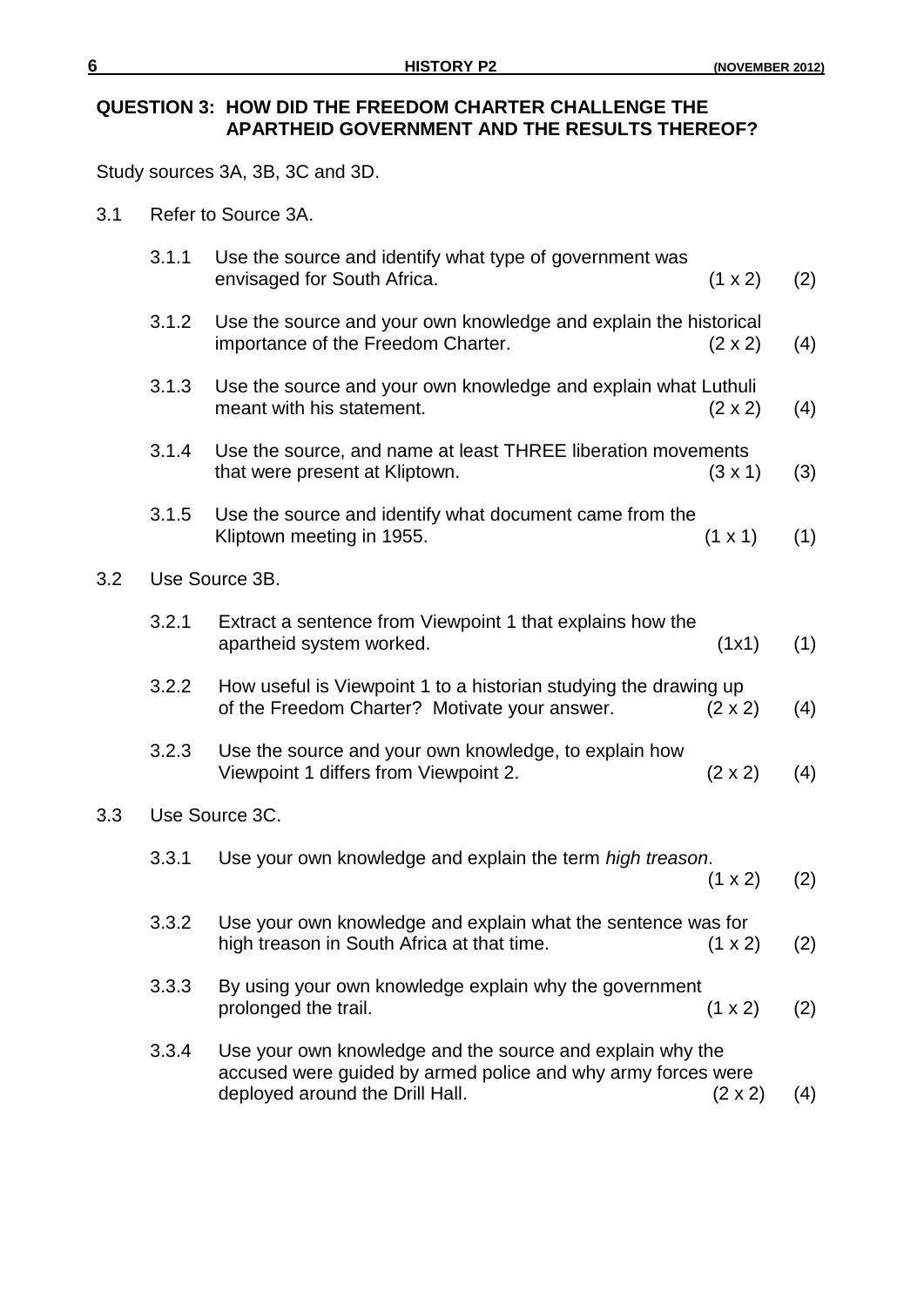## QUESTION 3: HOW DID THE FREEDOM CHARTER CHALLENGE THE APARTHEID GOVERNMENT AND THE RESULTS THEREOF?

Study sources 3A, 3B, 3C and 3D.

3.1 Refer to Source 3A.

3.1.1 Use the source and identify what type of government was envisaged for South Africa. (1 x 2) (2)

3.1.2 Use the source and your own knowledge and explain the historical importance of the Freedom Charter. (2 x 2) (4)

3.1.3 Use the source and your own knowledge and explain what Luthuli meant with his statement. (2 x 2) (4)

3.1.4 Use the source, and name at least THREE liberation movements that were present at Kliptown. (3 x 1) (3)

3.1.5 Use the source and identify what document came from the Kliptown meeting in 1955. (1 x 1) (1)

3.2 Use Source 3B.

3.2.1 Extract a sentence from Viewpoint 1 that explains how the apartheid system worked. (1x1) (1)

3.2.2 How useful is Viewpoint 1 to a historian studying the drawing up of the Freedom Charter? Motivate your answer. (2 x 2) (4)

3.2.3 Use the source and your own knowledge, to explain how Viewpoint 1 differs from Viewpoint 2. (2 x 2) (4)

3.3 Use Source 3C.

3.3.1 Use your own knowledge and explain the term *high treason*. (1 x 2) (2)

3.3.2 Use your own knowledge and explain what the sentence was for high treason in South Africa at that time. (1 x 2) (2)

3.3.3 By using your own knowledge explain why the government prolonged the trail. (1 x 2) (2)

3.3.4 Use your own knowledge and the source and explain why the accused were guided by armed police and why army forces were deployed around the Drill Hall. (2 x 2) (4)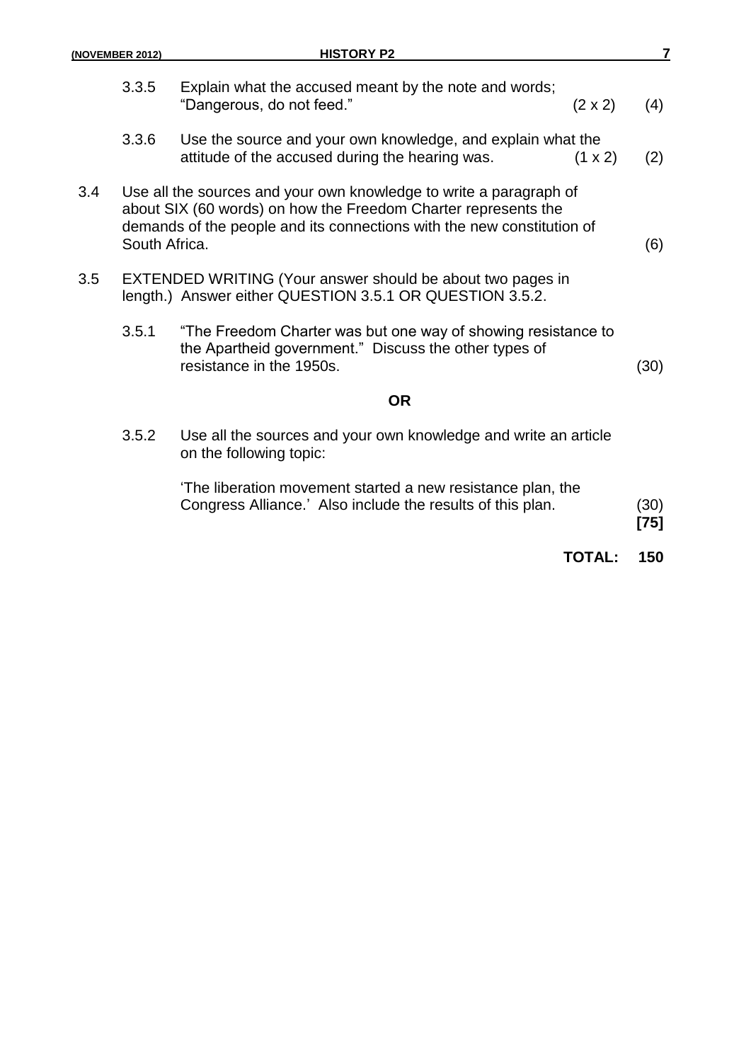3.3.5 Explain what the accused meant by the note and words; "Dangerous, do not feed." (2 x 2) (4)

3.3.6 Use the source and your own knowledge, and explain what the attitude of the accused during the hearing was. (1 x 2) (2)

3.4 Use all the sources and your own knowledge to write a paragraph of about SIX (60 words) on how the Freedom Charter represents the demands of the people and its connections with the new constitution of South Africa. (6)

3.5 EXTENDED WRITING (Your answer should be about two pages in length.) Answer either QUESTION 3.5.1 OR QUESTION 3.5.2.

3.5.1 "The Freedom Charter was but one way of showing resistance to the Apartheid government." Discuss the other types of resistance in the 1950s. (30)

**OR**

3.5.2 Use all the sources and your own knowledge and write an article on the following topic:

'The liberation movement started a new resistance plan, the Congress Alliance.' Also include the results of this plan. (30)
**[75]**

**TOTAL: 150**